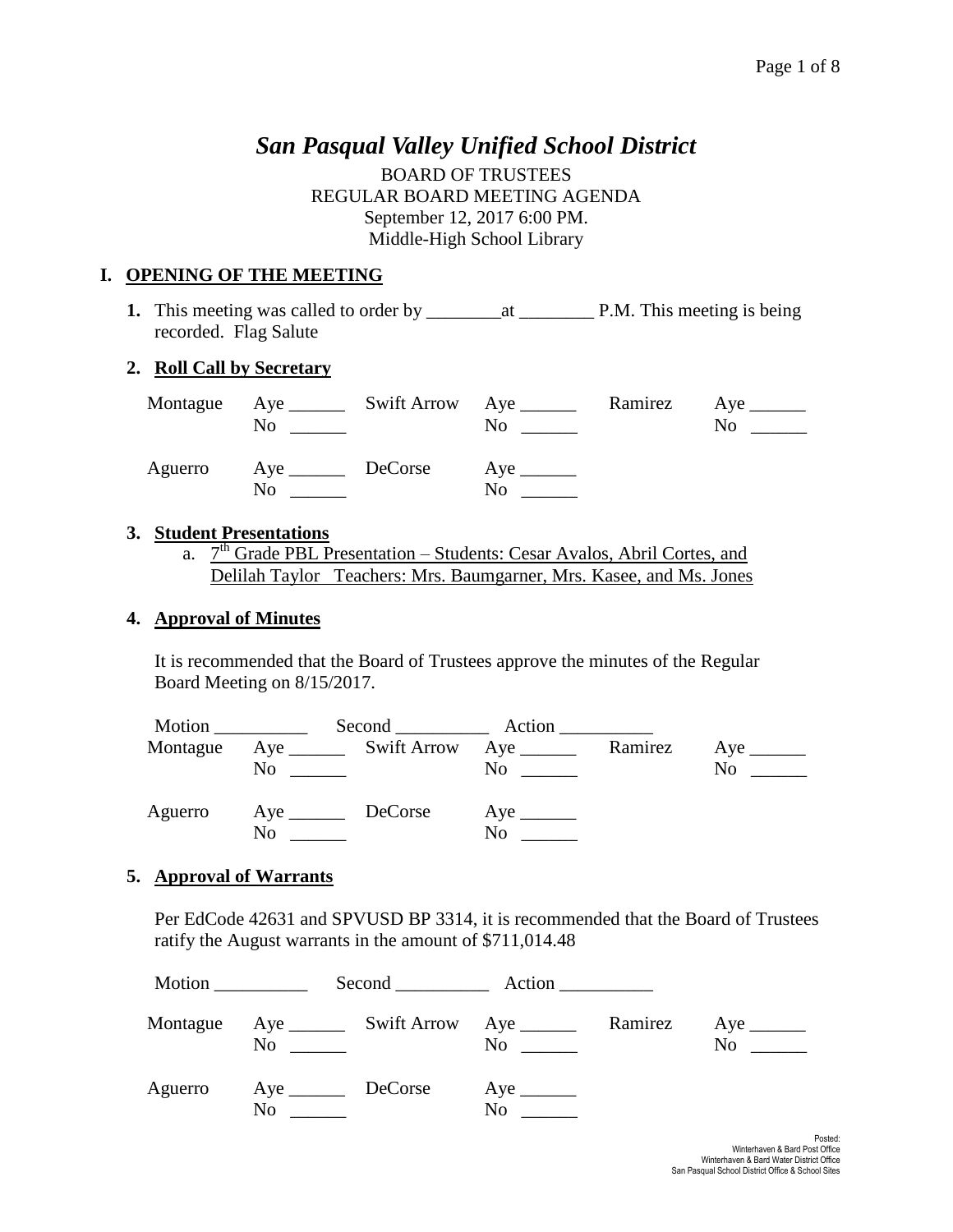# *San Pasqual Valley Unified School District*

BOARD OF TRUSTEES
REGULAR BOARD MEETING AGENDA
September 12, 2017 6:00 PM.
Middle-High School Library

## I. OPENING OF THE MEETING

**1.** This meeting was called to order by ________at ________ P.M. This meeting is being recorded. Flag Salute

**2. Roll Call by Secretary**

| | | | | | |
|---|---|---|---|---|---|
| Montague | Aye ______ No ______ | Swift Arrow | Aye ______ No ______ | Ramirez | Aye ______ No ______ |
| Aguerro | Aye ______ No ______ | DeCorse | Aye ______ No ______ | | |

**3. Student Presentations**

a. 7th Grade PBL Presentation – Students: Cesar Avalos, Abril Cortes, and Delilah Taylor Teachers: Mrs. Baumgarner, Mrs. Kasee, and Ms. Jones

**4. Approval of Minutes**

It is recommended that the Board of Trustees approve the minutes of the Regular Board Meeting on 8/15/2017.

Motion __________ Second __________ Action __________

| | | | | | |
|---|---|---|---|---|---|
| Montague | Aye ______ No ______ | Swift Arrow | Aye ______ No ______ | Ramirez | Aye ______ No ______ |
| Aguerro | Aye ______ No ______ | DeCorse | Aye ______ No ______ | | |

**5. Approval of Warrants**

Per EdCode 42631 and SPVUSD BP 3314, it is recommended that the Board of Trustees ratify the August warrants in the amount of $711,014.48

Motion __________ Second __________ Action __________

| | | | | | |
|---|---|---|---|---|---|
| Montague | Aye ______ No ______ | Swift Arrow | Aye ______ No ______ | Ramirez | Aye ______ No ______ |
| Aguerro | Aye ______ No ______ | DeCorse | Aye ______ No ______ | | |

Posted:
Winterhaven & Bard Post Office
Winterhaven & Bard Water District Office
San Pasqual School District Office & School Sites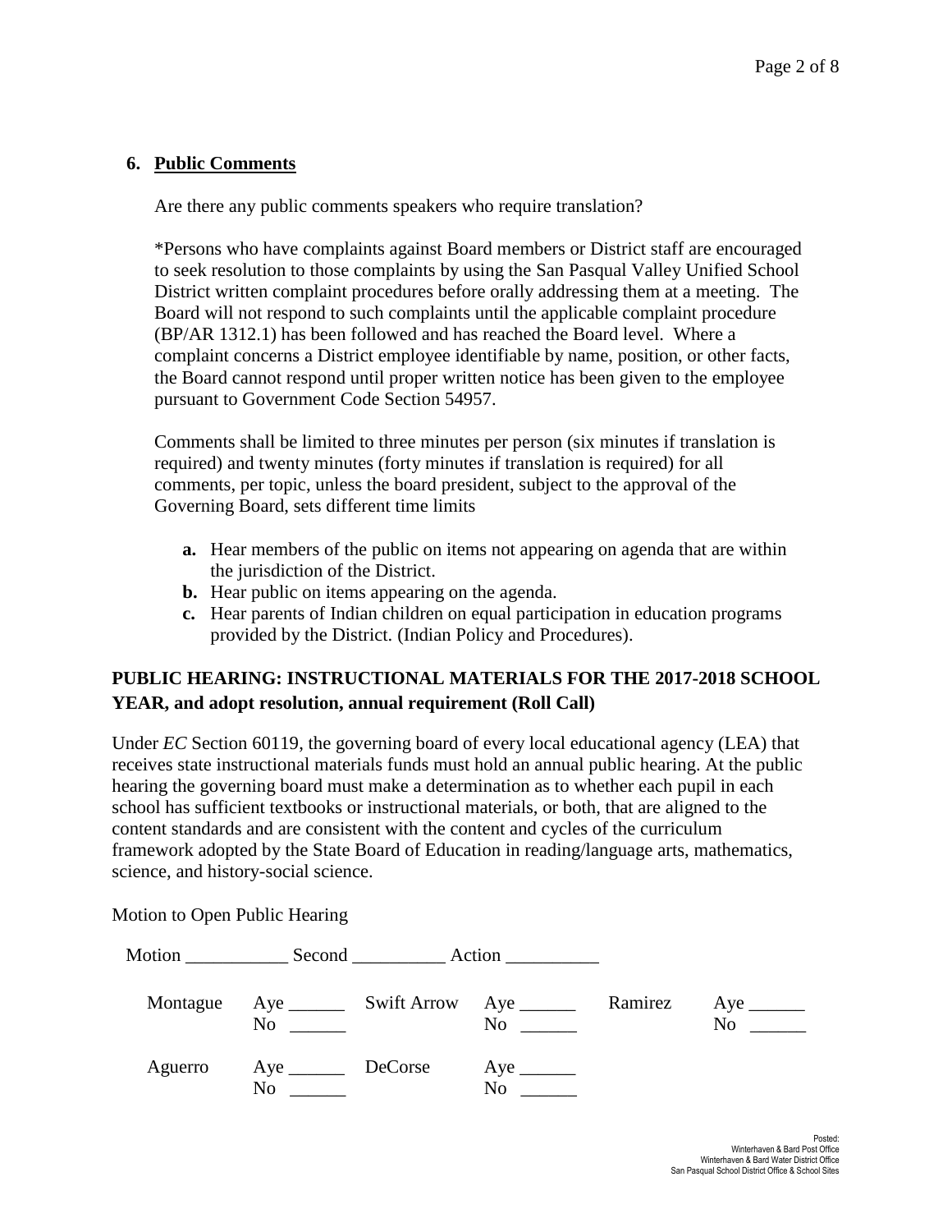## 6. Public Comments

Are there any public comments speakers who require translation?

*Persons who have complaints against Board members or District staff are encouraged to seek resolution to those complaints by using the San Pasqual Valley Unified School District written complaint procedures before orally addressing them at a meeting. The Board will not respond to such complaints until the applicable complaint procedure (BP/AR 1312.1) has been followed and has reached the Board level. Where a complaint concerns a District employee identifiable by name, position, or other facts, the Board cannot respond until proper written notice has been given to the employee pursuant to Government Code Section 54957.

Comments shall be limited to three minutes per person (six minutes if translation is required) and twenty minutes (forty minutes if translation is required) for all comments, per topic, unless the board president, subject to the approval of the Governing Board, sets different time limits

- **a.** Hear members of the public on items not appearing on agenda that are within the jurisdiction of the District.
- **b.** Hear public on items appearing on the agenda.
- **c.** Hear parents of Indian children on equal participation in education programs provided by the District. (Indian Policy and Procedures).

## PUBLIC HEARING: INSTRUCTIONAL MATERIALS FOR THE 2017-2018 SCHOOL YEAR, and adopt resolution, annual requirement (Roll Call)

Under *EC* Section 60119, the governing board of every local educational agency (LEA) that receives state instructional materials funds must hold an annual public hearing. At the public hearing the governing board must make a determination as to whether each pupil in each school has sufficient textbooks or instructional materials, or both, that are aligned to the content standards and are consistent with the content and cycles of the curriculum framework adopted by the State Board of Education in reading/language arts, mathematics, science, and history-social science.

Motion to Open Public Hearing

Motion ___________ Second __________ Action __________

| | | | | | |
|---|---|---|---|---|---|
| Montague | Aye ______ No ______ | Swift Arrow | Aye ______ No ______ | Ramirez | Aye ______ No ______ |
| Aguerro | Aye ______ No ______ | DeCorse | Aye ______ No ______ | | |

Posted:
Winterhaven & Bard Post Office
Winterhaven & Bard Water District Office
San Pasqual School District Office & School Sites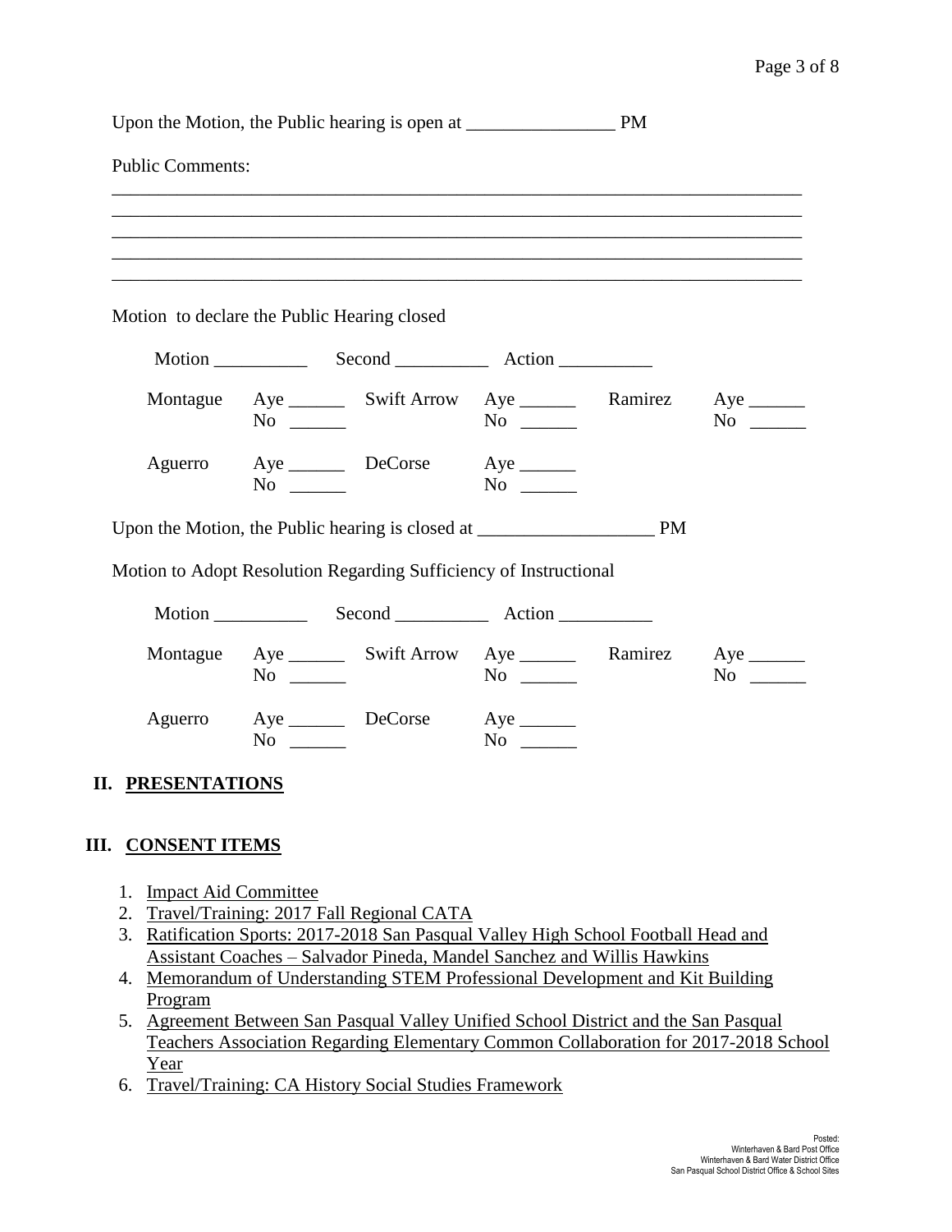Upon the Motion, the Public hearing is open at ________________ PM

Public Comments:

___________________________________________________________________________
___________________________________________________________________________
___________________________________________________________________________
___________________________________________________________________________
___________________________________________________________________________

Motion to declare the Public Hearing closed

Motion __________ Second __________ Action __________

| | | | | | |
|---|---|---|---|---|---|
| Montague | Aye ______ No ______ | Swift Arrow | Aye ______ No ______ | Ramirez | Aye ______ No ______ |
| Aguerro | Aye ______ No ______ | DeCorse | Aye ______ No ______ | | |

Upon the Motion, the Public hearing is closed at ___________________ PM

Motion to Adopt Resolution Regarding Sufficiency of Instructional

Motion __________ Second __________ Action __________

| | | | | | |
|---|---|---|---|---|---|
| Montague | Aye ______ No ______ | Swift Arrow | Aye ______ No ______ | Ramirez | Aye ______ No ______ |
| Aguerro | Aye ______ No ______ | DeCorse | Aye ______ No ______ | | |

## II. PRESENTATIONS

## III. CONSENT ITEMS

1. Impact Aid Committee
2. Travel/Training: 2017 Fall Regional CATA
3. Ratification Sports: 2017-2018 San Pasqual Valley High School Football Head and Assistant Coaches – Salvador Pineda, Mandel Sanchez and Willis Hawkins
4. Memorandum of Understanding STEM Professional Development and Kit Building Program
5. Agreement Between San Pasqual Valley Unified School District and the San Pasqual Teachers Association Regarding Elementary Common Collaboration for 2017-2018 School Year
6. Travel/Training: CA History Social Studies Framework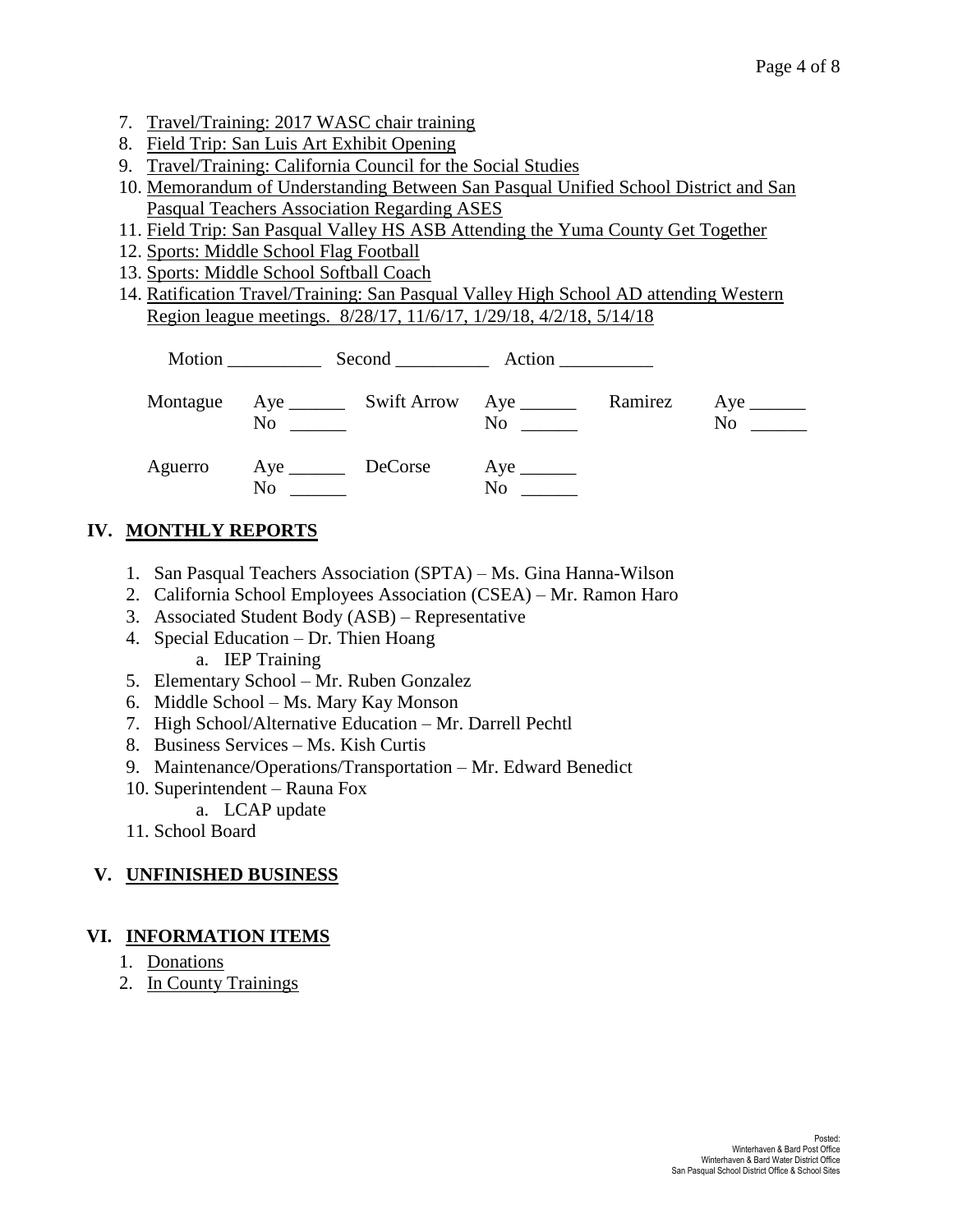7. Travel/Training: 2017 WASC chair training
8. Field Trip: San Luis Art Exhibit Opening
9. Travel/Training: California Council for the Social Studies
10. Memorandum of Understanding Between San Pasqual Unified School District and San Pasqual Teachers Association Regarding ASES
11. Field Trip: San Pasqual Valley HS ASB Attending the Yuma County Get Together
12. Sports: Middle School Flag Football
13. Sports: Middle School Softball Coach
14. Ratification Travel/Training: San Pasqual Valley High School AD attending Western Region league meetings. 8/28/17, 11/6/17, 1/29/18, 4/2/18, 5/14/18

Motion __________ Second __________ Action __________

| | | | | | |
|---|---|---|---|---|---|
| Montague | Aye ______ No ______ | Swift Arrow | Aye ______ No ______ | Ramirez | Aye ______ No ______ |
| Aguerro | Aye ______ No ______ | DeCorse | Aye ______ No ______ | | |

## IV. MONTHLY REPORTS

1. San Pasqual Teachers Association (SPTA) – Ms. Gina Hanna-Wilson
2. California School Employees Association (CSEA) – Mr. Ramon Haro
3. Associated Student Body (ASB) – Representative
4. Special Education – Dr. Thien Hoang
    a. IEP Training
5. Elementary School – Mr. Ruben Gonzalez
6. Middle School – Ms. Mary Kay Monson
7. High School/Alternative Education – Mr. Darrell Pechtl
8. Business Services – Ms. Kish Curtis
9. Maintenance/Operations/Transportation – Mr. Edward Benedict
10. Superintendent – Rauna Fox
    a. LCAP update
11. School Board

## V. UNFINISHED BUSINESS

## VI. INFORMATION ITEMS

1. Donations
2. In County Trainings

Posted:
Winterhaven & Bard Post Office
Winterhaven & Bard Water District Office
San Pasqual School District Office & School Sites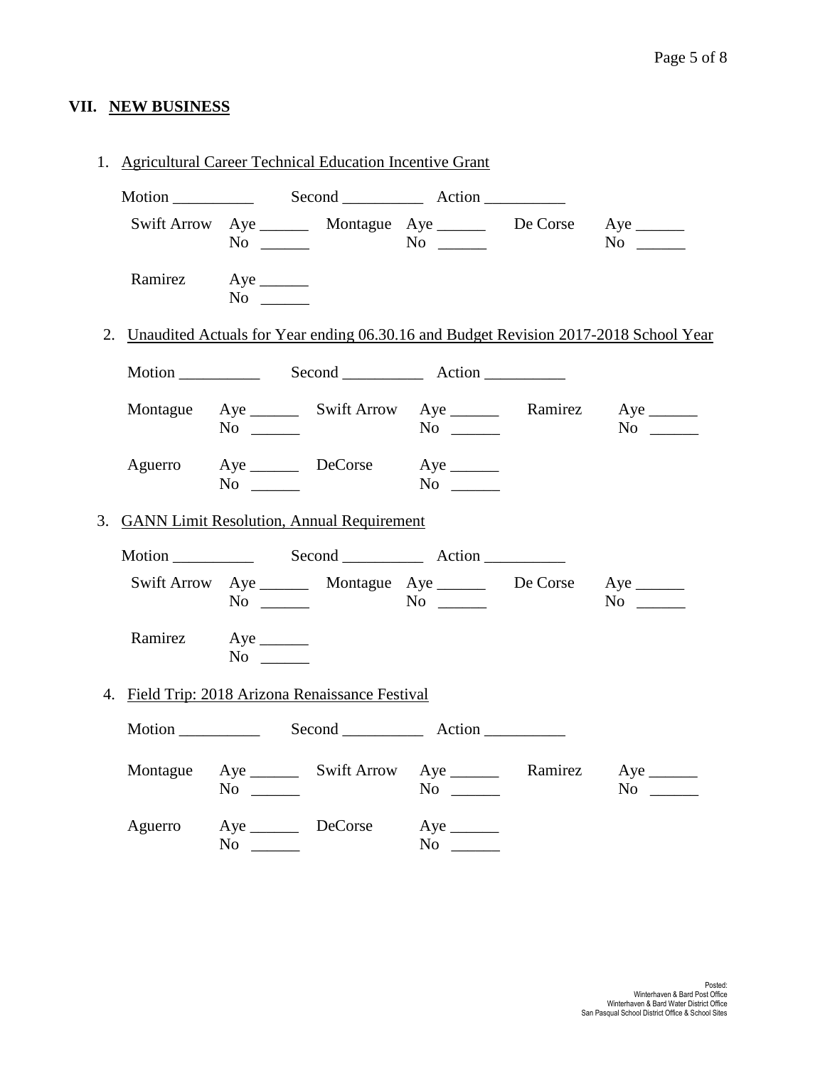## VII. NEW BUSINESS

1. Agricultural Career Technical Education Incentive Grant

   Motion __________ Second __________ Action __________

   Swift Arrow Aye ______ No ______ Montague Aye ______ No ______ De Corse Aye ______ No ______

   Ramirez Aye ______ No ______

2. Unaudited Actuals for Year ending 06.30.16 and Budget Revision 2017-2018 School Year

   Motion __________ Second __________ Action __________

   Montague Aye ______ No ______ Swift Arrow Aye ______ No ______ Ramirez Aye ______ No ______

   Aguerro Aye ______ No ______ DeCorse Aye ______ No ______

3. GANN Limit Resolution, Annual Requirement

   Motion __________ Second __________ Action __________

   Swift Arrow Aye ______ No ______ Montague Aye ______ No ______ De Corse Aye ______ No ______

   Ramirez Aye ______ No ______

4. Field Trip: 2018 Arizona Renaissance Festival

   Motion __________ Second __________ Action __________

   Montague Aye ______ No ______ Swift Arrow Aye ______ No ______ Ramirez Aye ______ No ______

   Aguerro Aye ______ No ______ DeCorse Aye ______ No ______

Posted:
Winterhaven & Bard Post Office
Winterhaven & Bard Water District Office
San Pasqual School District Office & School Sites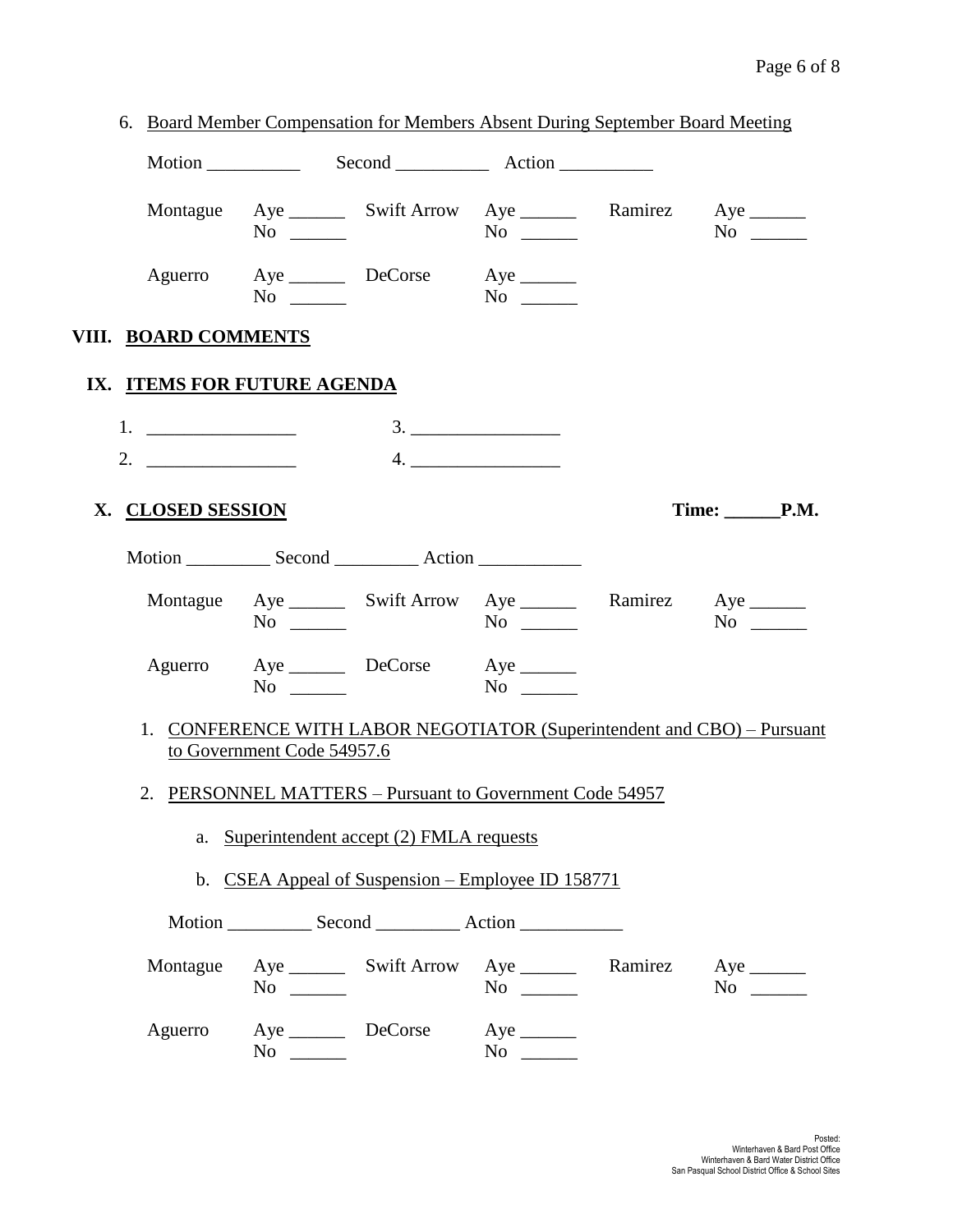6. Board Member Compensation for Members Absent During September Board Meeting

Motion __________ Second __________ Action __________

| | | | | | |
|---|---|---|---|---|---|
| Montague | Aye ______ No ______ | Swift Arrow | Aye ______ No ______ | Ramirez | Aye ______ No ______ |
| Aguerro | Aye ______ No ______ | DeCorse | Aye ______ No ______ | | |

## VIII. BOARD COMMENTS

## IX. ITEMS FOR FUTURE AGENDA

1. ________________ 3. ________________
2. ________________ 4. ________________

## X. CLOSED SESSION

**Time: ______P.M.**

Motion _________ Second _________ Action ___________

| | | | | | |
|---|---|---|---|---|---|
| Montague | Aye ______ No ______ | Swift Arrow | Aye ______ No ______ | Ramirez | Aye ______ No ______ |
| Aguerro | Aye ______ No ______ | DeCorse | Aye ______ No ______ | | |

1. CONFERENCE WITH LABOR NEGOTIATOR (Superintendent and CBO) – Pursuant to Government Code 54957.6

2. PERSONNEL MATTERS – Pursuant to Government Code 54957

   a. Superintendent accept (2) FMLA requests

   b. CSEA Appeal of Suspension – Employee ID 158771

Motion _________ Second _________ Action ___________

| | | | | | |
|---|---|---|---|---|---|
| Montague | Aye ______ No ______ | Swift Arrow | Aye ______ No ______ | Ramirez | Aye ______ No ______ |
| Aguerro | Aye ______ No ______ | DeCorse | Aye ______ No ______ | | |

Posted:
Winterhaven & Bard Post Office
Winterhaven & Bard Water District Office
San Pasqual School District Office & School Sites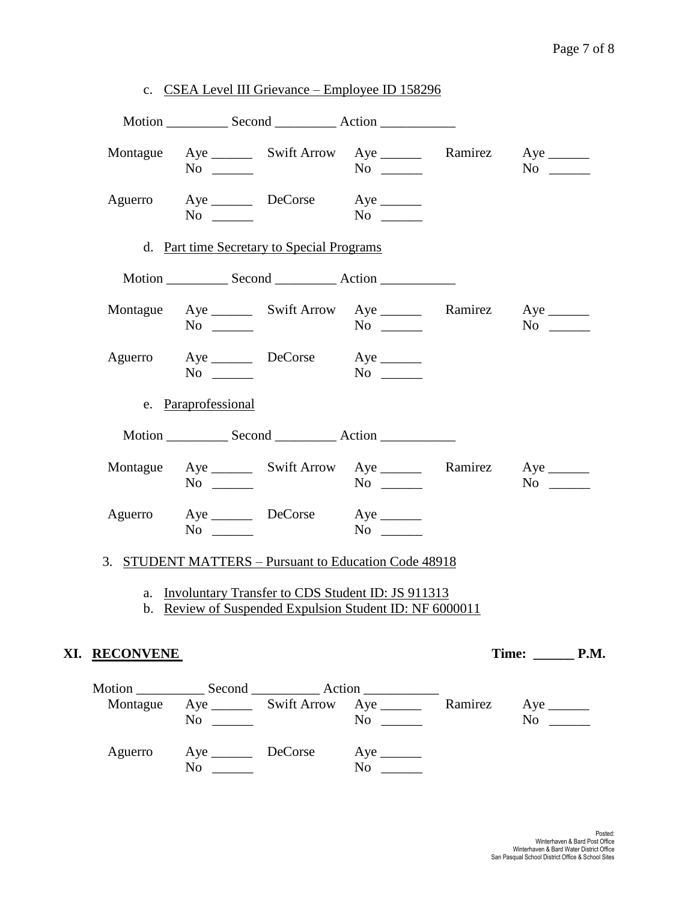c. CSEA Level III Grievance – Employee ID 158296

Motion _________ Second _________ Action ___________

| | | | | | |
|---|---|---|---|---|---|
| Montague | Aye ______ No ______ | Swift Arrow | Aye ______ No ______ | Ramirez | Aye ______ No ______ |
| Aguerro | Aye ______ No ______ | DeCorse | Aye ______ No ______ | | |

d. Part time Secretary to Special Programs

Motion _________ Second _________ Action ___________

| | | | | | |
|---|---|---|---|---|---|
| Montague | Aye ______ No ______ | Swift Arrow | Aye ______ No ______ | Ramirez | Aye ______ No ______ |
| Aguerro | Aye ______ No ______ | DeCorse | Aye ______ No ______ | | |

e. Paraprofessional

Motion _________ Second _________ Action ___________

| | | | | | |
|---|---|---|---|---|---|
| Montague | Aye ______ No ______ | Swift Arrow | Aye ______ No ______ | Ramirez | Aye ______ No ______ |
| Aguerro | Aye ______ No ______ | DeCorse | Aye ______ No ______ | | |

3. STUDENT MATTERS – Pursuant to Education Code 48918

   a. Involuntary Transfer to CDS Student ID: JS 911313
   b. Review of Suspended Expulsion Student ID: NF 6000011

## XI. RECONVENE

Time: ______ P.M.

Motion __________ Second __________ Action ___________

| | | | | | |
|---|---|---|---|---|---|
| Montague | Aye ______ No ______ | Swift Arrow | Aye ______ No ______ | Ramirez | Aye ______ No ______ |
| Aguerro | Aye ______ No ______ | DeCorse | Aye ______ No ______ | | |

Posted:
Winterhaven & Bard Post Office
Winterhaven & Bard Water District Office
San Pasqual School District Office & School Sites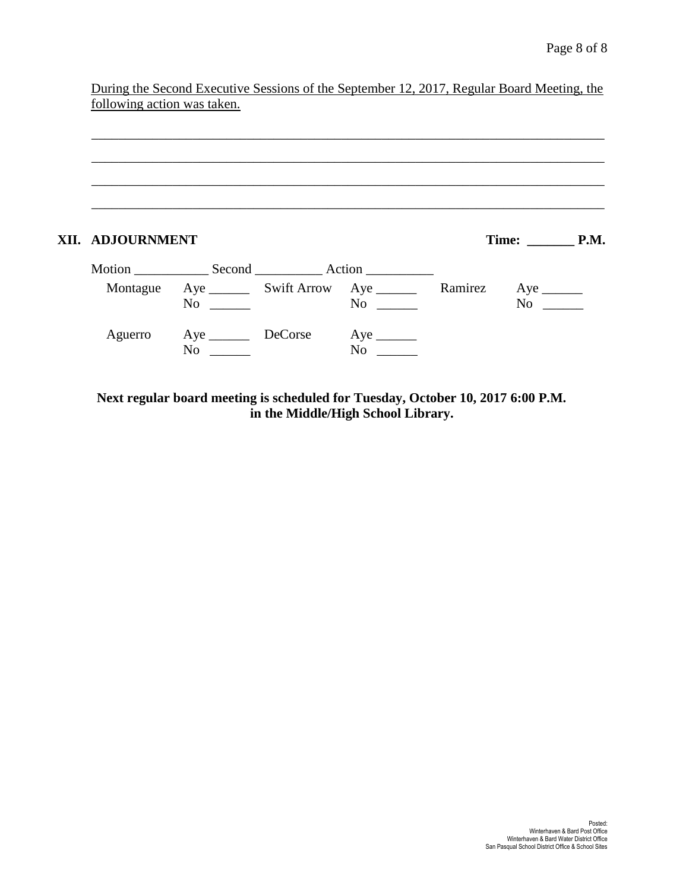During the Second Executive Sessions of the September 12, 2017, Regular Board Meeting, the following action was taken.

\_\_\_\_\_\_\_\_\_\_\_\_\_\_\_\_\_\_\_\_\_\_\_\_\_\_\_\_\_\_\_\_\_\_\_\_\_\_\_\_\_\_\_\_\_\_\_\_\_\_\_\_\_\_\_\_\_\_\_\_\_\_\_\_\_\_\_\_\_\_\_\_

\_\_\_\_\_\_\_\_\_\_\_\_\_\_\_\_\_\_\_\_\_\_\_\_\_\_\_\_\_\_\_\_\_\_\_\_\_\_\_\_\_\_\_\_\_\_\_\_\_\_\_\_\_\_\_\_\_\_\_\_\_\_\_\_\_\_\_\_\_\_\_\_

\_\_\_\_\_\_\_\_\_\_\_\_\_\_\_\_\_\_\_\_\_\_\_\_\_\_\_\_\_\_\_\_\_\_\_\_\_\_\_\_\_\_\_\_\_\_\_\_\_\_\_\_\_\_\_\_\_\_\_\_\_\_\_\_\_\_\_\_\_\_\_\_

\_\_\_\_\_\_\_\_\_\_\_\_\_\_\_\_\_\_\_\_\_\_\_\_\_\_\_\_\_\_\_\_\_\_\_\_\_\_\_\_\_\_\_\_\_\_\_\_\_\_\_\_\_\_\_\_\_\_\_\_\_\_\_\_\_\_\_\_\_\_\_\_

## XII. ADJOURNMENT

**Time: _______ P.M.**

Motion ___________ Second __________ Action __________

| | | | | | |
|---|---|---|---|---|---|
| Montague | Aye ______<br>No ______ | Swift Arrow | Aye ______<br>No ______ | Ramirez | Aye ______<br>No ______ |
| Aguerro | Aye ______<br>No ______ | DeCorse | Aye ______<br>No ______ | | |

**Next regular board meeting is scheduled for Tuesday, October 10, 2017 6:00 P.M. in the Middle/High School Library.**

Posted:
Winterhaven & Bard Post Office
Winterhaven & Bard Water District Office
San Pasqual School District Office & School Sites